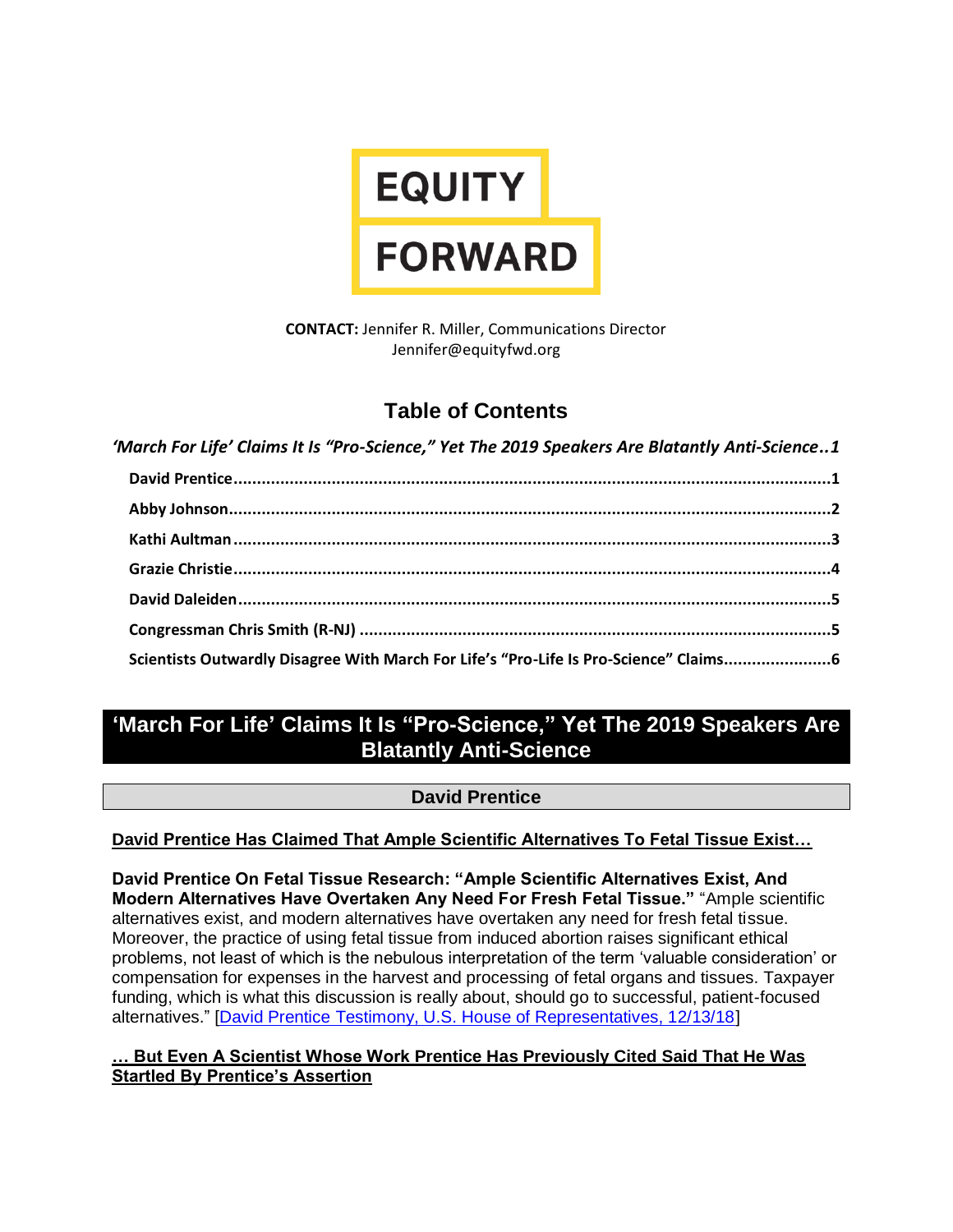**EQUITY FORWARD**

**CONTACT:** Jennifer R. Miller, Communications Director
Jennifer@equityfwd.org

## Table of Contents

*'March For Life' Claims It Is "Pro-Science," Yet The 2019 Speakers Are Blatantly Anti-Science..1*

- David Prentice....1
- Abby Johnson....2
- Kathi Aultman....3
- Grazie Christie....4
- David Daleiden....5
- Congressman Chris Smith (R-NJ)....5
- Scientists Outwardly Disagree With March For Life's "Pro-Life Is Pro-Science" Claims....6

# 'March For Life' Claims It Is "Pro-Science," Yet The 2019 Speakers Are Blatantly Anti-Science

## David Prentice

### David Prentice Has Claimed That Ample Scientific Alternatives To Fetal Tissue Exist…

**David Prentice On Fetal Tissue Research: "Ample Scientific Alternatives Exist, And Modern Alternatives Have Overtaken Any Need For Fresh Fetal Tissue."** "Ample scientific alternatives exist, and modern alternatives have overtaken any need for fresh fetal tissue. Moreover, the practice of using fetal tissue from induced abortion raises significant ethical problems, not least of which is the nebulous interpretation of the term 'valuable consideration' or compensation for expenses in the harvest and processing of fetal organs and tissues. Taxpayer funding, which is what this discussion is really about, should go to successful, patient-focused alternatives." [David Prentice Testimony, U.S. House of Representatives, 12/13/18]

### … But Even A Scientist Whose Work Prentice Has Previously Cited Said That He Was Startled By Prentice's Assertion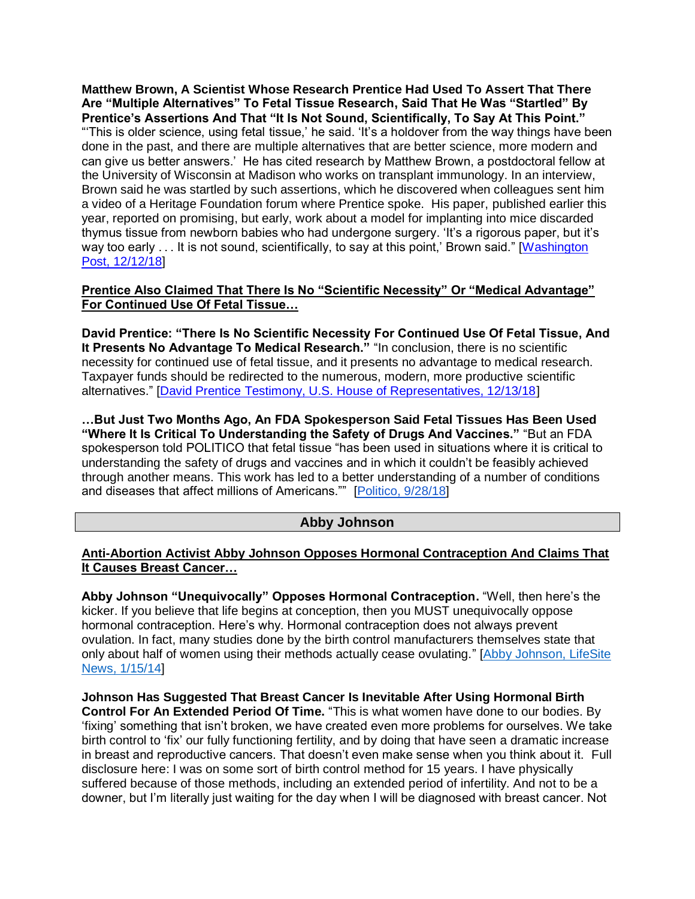**Matthew Brown, A Scientist Whose Research Prentice Had Used To Assert That There Are "Multiple Alternatives" To Fetal Tissue Research, Said That He Was "Startled" By Prentice's Assertions And That "It Is Not Sound, Scientifically, To Say At This Point."** "'This is older science, using fetal tissue,' he said. 'It's a holdover from the way things have been done in the past, and there are multiple alternatives that are better science, more modern and can give us better answers.' He has cited research by Matthew Brown, a postdoctoral fellow at the University of Wisconsin at Madison who works on transplant immunology. In an interview, Brown said he was startled by such assertions, which he discovered when colleagues sent him a video of a Heritage Foundation forum where Prentice spoke. His paper, published earlier this year, reported on promising, but early, work about a model for implanting into mice discarded thymus tissue from newborn babies who had undergone surgery. 'It's a rigorous paper, but it's way too early . . . It is not sound, scientifically, to say at this point,' Brown said." [Washington Post, 12/12/18]

**Prentice Also Claimed That There Is No "Scientific Necessity" Or "Medical Advantage" For Continued Use Of Fetal Tissue…**

**David Prentice: "There Is No Scientific Necessity For Continued Use Of Fetal Tissue, And It Presents No Advantage To Medical Research."** "In conclusion, there is no scientific necessity for continued use of fetal tissue, and it presents no advantage to medical research. Taxpayer funds should be redirected to the numerous, modern, more productive scientific alternatives." [David Prentice Testimony, U.S. House of Representatives, 12/13/18]

**…But Just Two Months Ago, An FDA Spokesperson Said Fetal Tissues Has Been Used "Where It Is Critical To Understanding the Safety of Drugs And Vaccines."** "But an FDA spokesperson told POLITICO that fetal tissue "has been used in situations where it is critical to understanding the safety of drugs and vaccines and in which it couldn't be feasibly achieved through another means. This work has led to a better understanding of a number of conditions and diseases that affect millions of Americans."" [Politico, 9/28/18]

## Abby Johnson

**Anti-Abortion Activist Abby Johnson Opposes Hormonal Contraception And Claims That It Causes Breast Cancer…**

**Abby Johnson "Unequivocally" Opposes Hormonal Contraception.** "Well, then here's the kicker. If you believe that life begins at conception, then you MUST unequivocally oppose hormonal contraception. Here's why. Hormonal contraception does not always prevent ovulation. In fact, many studies done by the birth control manufacturers themselves state that only about half of women using their methods actually cease ovulating." [Abby Johnson, LifeSite News, 1/15/14]

**Johnson Has Suggested That Breast Cancer Is Inevitable After Using Hormonal Birth Control For An Extended Period Of Time.** "This is what women have done to our bodies. By 'fixing' something that isn't broken, we have created even more problems for ourselves. We take birth control to 'fix' our fully functioning fertility, and by doing that have seen a dramatic increase in breast and reproductive cancers. That doesn't even make sense when you think about it. Full disclosure here: I was on some sort of birth control method for 15 years. I have physically suffered because of those methods, including an extended period of infertility. And not to be a downer, but I'm literally just waiting for the day when I will be diagnosed with breast cancer. Not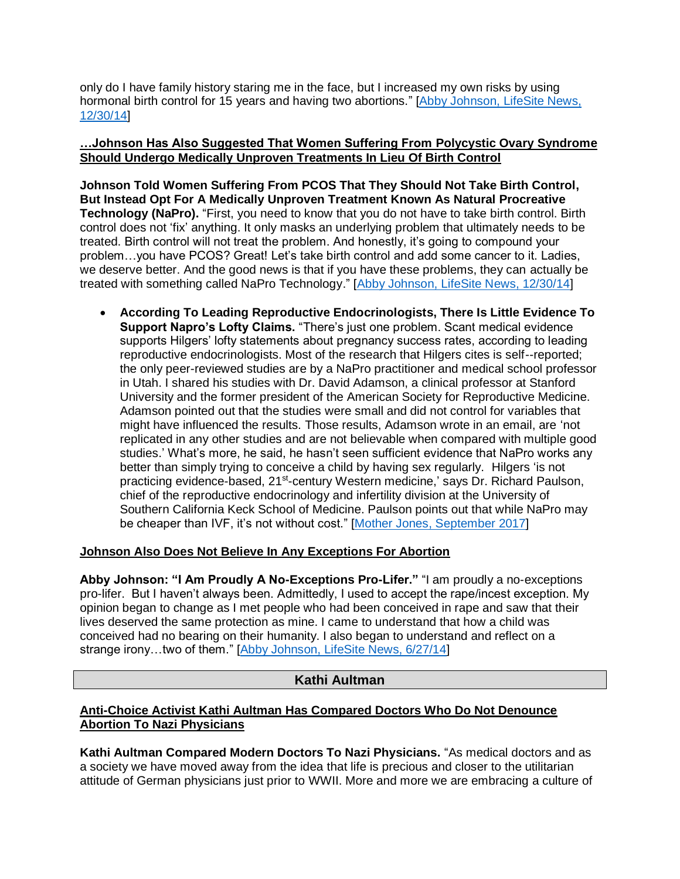only do I have family history staring me in the face, but I increased my own risks by using hormonal birth control for 15 years and having two abortions." [Abby Johnson, LifeSite News, 12/30/14]

**…Johnson Has Also Suggested That Women Suffering From Polycystic Ovary Syndrome Should Undergo Medically Unproven Treatments In Lieu Of Birth Control**

**Johnson Told Women Suffering From PCOS That They Should Not Take Birth Control, But Instead Opt For A Medically Unproven Treatment Known As Natural Procreative Technology (NaPro).** "First, you need to know that you do not have to take birth control. Birth control does not 'fix' anything. It only masks an underlying problem that ultimately needs to be treated. Birth control will not treat the problem. And honestly, it's going to compound your problem…you have PCOS? Great! Let's take birth control and add some cancer to it. Ladies, we deserve better. And the good news is that if you have these problems, they can actually be treated with something called NaPro Technology." [Abby Johnson, LifeSite News, 12/30/14]

- **According To Leading Reproductive Endocrinologists, There Is Little Evidence To Support Napro's Lofty Claims.** "There's just one problem. Scant medical evidence supports Hilgers' lofty statements about pregnancy success rates, according to leading reproductive endocrinologists. Most of the research that Hilgers cites is self--reported; the only peer-reviewed studies are by a NaPro practitioner and medical school professor in Utah. I shared his studies with Dr. David Adamson, a clinical professor at Stanford University and the former president of the American Society for Reproductive Medicine. Adamson pointed out that the studies were small and did not control for variables that might have influenced the results. Those results, Adamson wrote in an email, are 'not replicated in any other studies and are not believable when compared with multiple good studies.' What's more, he said, he hasn't seen sufficient evidence that NaPro works any better than simply trying to conceive a child by having sex regularly. Hilgers 'is not practicing evidence-based, 21st-century Western medicine,' says Dr. Richard Paulson, chief of the reproductive endocrinology and infertility division at the University of Southern California Keck School of Medicine. Paulson points out that while NaPro may be cheaper than IVF, it's not without cost." [Mother Jones, September 2017]

**Johnson Also Does Not Believe In Any Exceptions For Abortion**

**Abby Johnson: "I Am Proudly A No-Exceptions Pro-Lifer."** "I am proudly a no-exceptions pro-lifer. But I haven't always been. Admittedly, I used to accept the rape/incest exception. My opinion began to change as I met people who had been conceived in rape and saw that their lives deserved the same protection as mine. I came to understand that how a child was conceived had no bearing on their humanity. I also began to understand and reflect on a strange irony…two of them." [Abby Johnson, LifeSite News, 6/27/14]

## Kathi Aultman

**Anti-Choice Activist Kathi Aultman Has Compared Doctors Who Do Not Denounce Abortion To Nazi Physicians**

**Kathi Aultman Compared Modern Doctors To Nazi Physicians.** "As medical doctors and as a society we have moved away from the idea that life is precious and closer to the utilitarian attitude of German physicians just prior to WWII. More and more we are embracing a culture of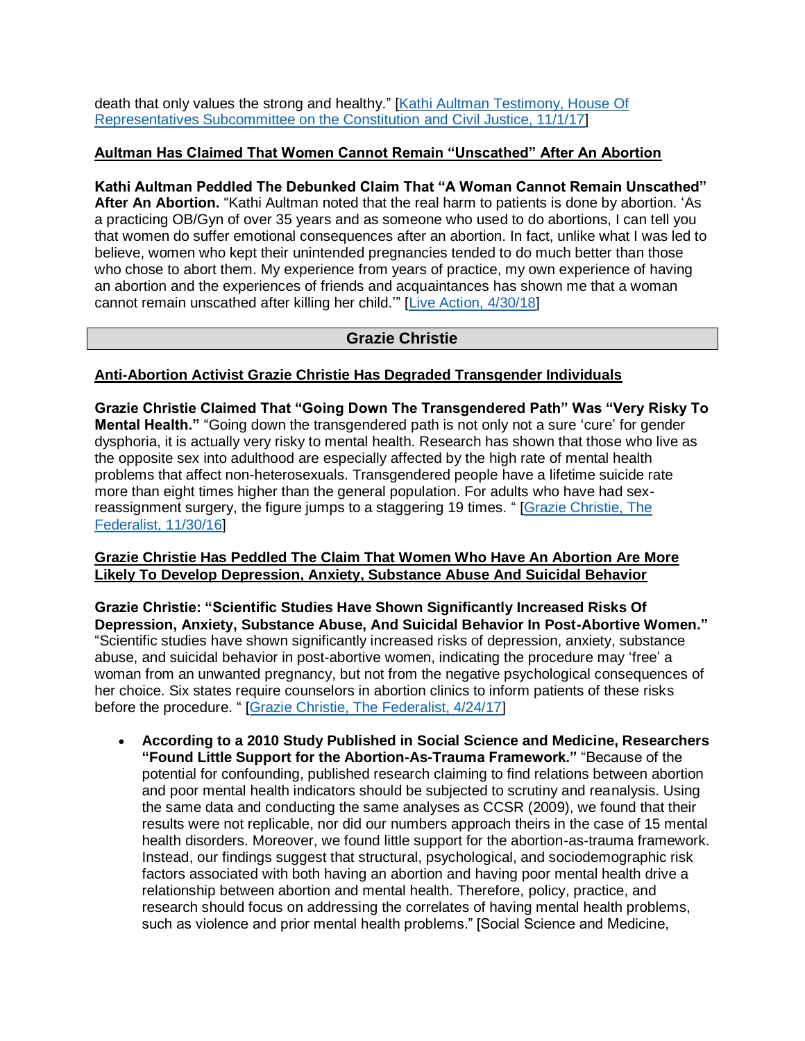death that only values the strong and healthy." [Kathi Aultman Testimony, House Of Representatives Subcommittee on the Constitution and Civil Justice, 11/1/17]

**Aultman Has Claimed That Women Cannot Remain "Unscathed" After An Abortion**

**Kathi Aultman Peddled The Debunked Claim That "A Woman Cannot Remain Unscathed" After An Abortion.** "Kathi Aultman noted that the real harm to patients is done by abortion. 'As a practicing OB/Gyn of over 35 years and as someone who used to do abortions, I can tell you that women do suffer emotional consequences after an abortion. In fact, unlike what I was led to believe, women who kept their unintended pregnancies tended to do much better than those who chose to abort them. My experience from years of practice, my own experience of having an abortion and the experiences of friends and acquaintances has shown me that a woman cannot remain unscathed after killing her child.'" [Live Action, 4/30/18]

## Grazie Christie

**Anti-Abortion Activist Grazie Christie Has Degraded Transgender Individuals**

**Grazie Christie Claimed That "Going Down The Transgendered Path" Was "Very Risky To Mental Health."** "Going down the transgendered path is not only not a sure 'cure' for gender dysphoria, it is actually very risky to mental health. Research has shown that those who live as the opposite sex into adulthood are especially affected by the high rate of mental health problems that affect non-heterosexuals. Transgendered people have a lifetime suicide rate more than eight times higher than the general population. For adults who have had sex-reassignment surgery, the figure jumps to a staggering 19 times. " [Grazie Christie, The Federalist, 11/30/16]

**Grazie Christie Has Peddled The Claim That Women Who Have An Abortion Are More Likely To Develop Depression, Anxiety, Substance Abuse And Suicidal Behavior**

**Grazie Christie: "Scientific Studies Have Shown Significantly Increased Risks Of Depression, Anxiety, Substance Abuse, And Suicidal Behavior In Post-Abortive Women."** "Scientific studies have shown significantly increased risks of depression, anxiety, substance abuse, and suicidal behavior in post-abortive women, indicating the procedure may 'free' a woman from an unwanted pregnancy, but not from the negative psychological consequences of her choice. Six states require counselors in abortion clinics to inform patients of these risks before the procedure. " [Grazie Christie, The Federalist, 4/24/17]

- **According to a 2010 Study Published in Social Science and Medicine, Researchers "Found Little Support for the Abortion-As-Trauma Framework."** "Because of the potential for confounding, published research claiming to find relations between abortion and poor mental health indicators should be subjected to scrutiny and reanalysis. Using the same data and conducting the same analyses as CCSR (2009), we found that their results were not replicable, nor did our numbers approach theirs in the case of 15 mental health disorders. Moreover, we found little support for the abortion-as-trauma framework. Instead, our findings suggest that structural, psychological, and sociodemographic risk factors associated with both having an abortion and having poor mental health drive a relationship between abortion and mental health. Therefore, policy, practice, and research should focus on addressing the correlates of having mental health problems, such as violence and prior mental health problems." [Social Science and Medicine,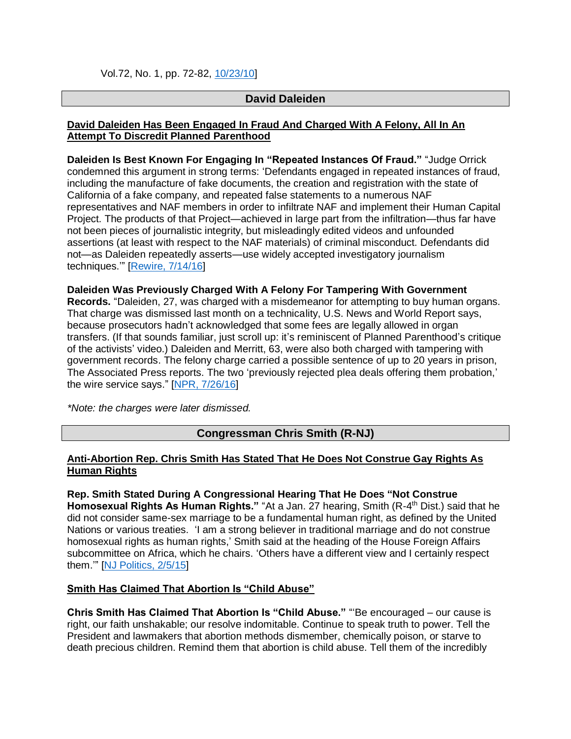Vol.72, No. 1, pp. 72-82, [10/23/10](#)]

## David Daleiden

**David Daleiden Has Been Engaged In Fraud And Charged With A Felony, All In An Attempt To Discredit Planned Parenthood**

**Daleiden Is Best Known For Engaging In "Repeated Instances Of Fraud."** "Judge Orrick condemned this argument in strong terms: 'Defendants engaged in repeated instances of fraud, including the manufacture of fake documents, the creation and registration with the state of California of a fake company, and repeated false statements to a numerous NAF representatives and NAF members in order to infiltrate NAF and implement their Human Capital Project. The products of that Project—achieved in large part from the infiltration—thus far have not been pieces of journalistic integrity, but misleadingly edited videos and unfounded assertions (at least with respect to the NAF materials) of criminal misconduct. Defendants did not—as Daleiden repeatedly asserts—use widely accepted investigatory journalism techniques.'" [Rewire, 7/14/16]

**Daleiden Was Previously Charged With A Felony For Tampering With Government Records.** "Daleiden, 27, was charged with a misdemeanor for attempting to buy human organs. That charge was dismissed last month on a technicality, U.S. News and World Report says, because prosecutors hadn't acknowledged that some fees are legally allowed in organ transfers. (If that sounds familiar, just scroll up: it's reminiscent of Planned Parenthood's critique of the activists' video.) Daleiden and Merritt, 63, were also both charged with tampering with government records. The felony charge carried a possible sentence of up to 20 years in prison, The Associated Press reports. The two 'previously rejected plea deals offering them probation,' the wire service says." [NPR, 7/26/16]

*\*Note: the charges were later dismissed.*

## Congressman Chris Smith (R-NJ)

**Anti-Abortion Rep. Chris Smith Has Stated That He Does Not Construe Gay Rights As Human Rights**

**Rep. Smith Stated During A Congressional Hearing That He Does "Not Construe Homosexual Rights As Human Rights."** "At a Jan. 27 hearing, Smith (R-4th Dist.) said that he did not consider same-sex marriage to be a fundamental human right, as defined by the United Nations or various treaties. 'I am a strong believer in traditional marriage and do not construe homosexual rights as human rights,' Smith said at the heading of the House Foreign Affairs subcommittee on Africa, which he chairs. 'Others have a different view and I certainly respect them.'" [NJ Politics, 2/5/15]

**Smith Has Claimed That Abortion Is "Child Abuse"**

**Chris Smith Has Claimed That Abortion Is "Child Abuse."** "'Be encouraged – our cause is right, our faith unshakable; our resolve indomitable. Continue to speak truth to power. Tell the President and lawmakers that abortion methods dismember, chemically poison, or starve to death precious children. Remind them that abortion is child abuse. Tell them of the incredibly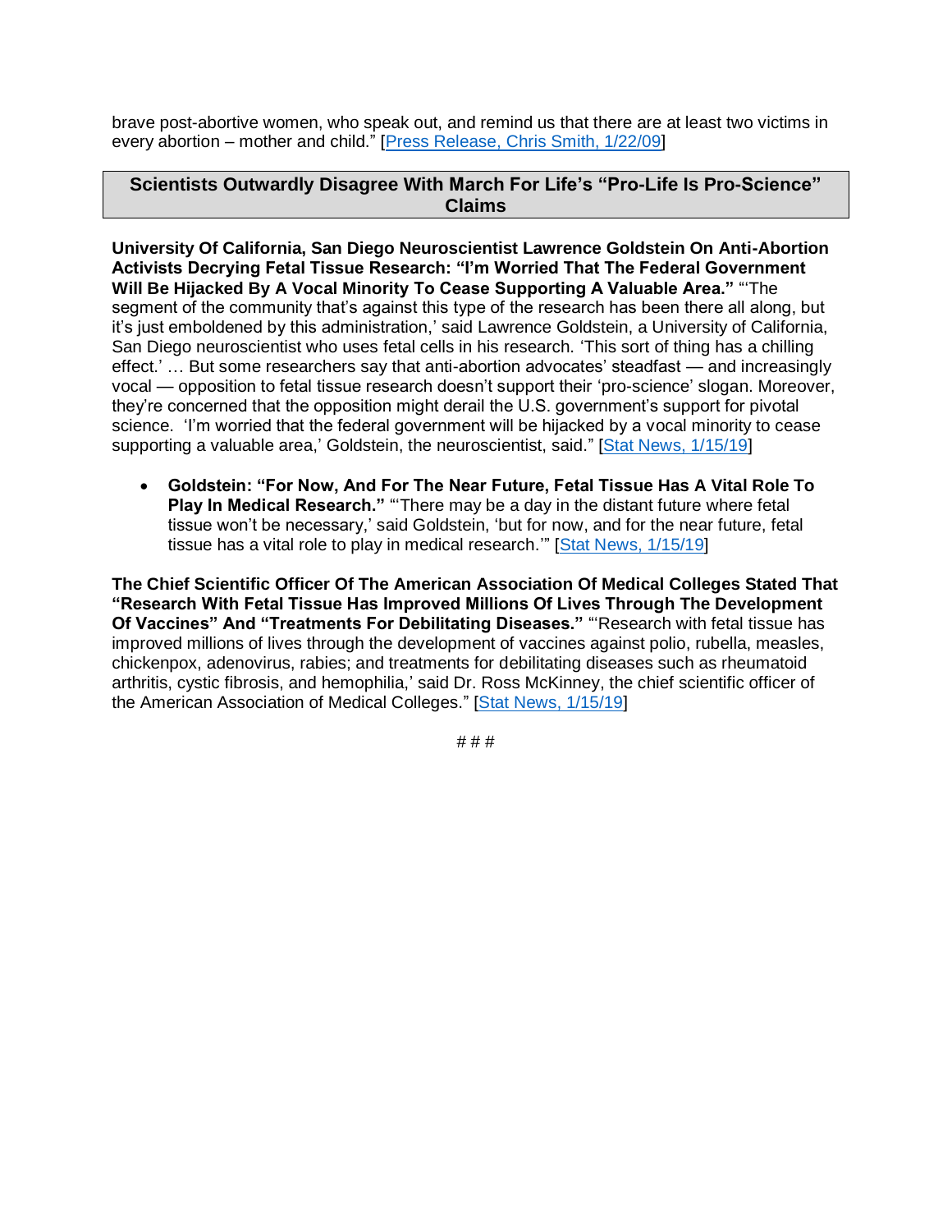brave post-abortive women, who speak out, and remind us that there are at least two victims in every abortion – mother and child." [Press Release, Chris Smith, 1/22/09]

## Scientists Outwardly Disagree With March For Life's "Pro-Life Is Pro-Science" Claims

**University Of California, San Diego Neuroscientist Lawrence Goldstein On Anti-Abortion Activists Decrying Fetal Tissue Research: "I'm Worried That The Federal Government Will Be Hijacked By A Vocal Minority To Cease Supporting A Valuable Area."** "'The segment of the community that's against this type of the research has been there all along, but it's just emboldened by this administration,' said Lawrence Goldstein, a University of California, San Diego neuroscientist who uses fetal cells in his research. 'This sort of thing has a chilling effect.' … But some researchers say that anti-abortion advocates' steadfast — and increasingly vocal — opposition to fetal tissue research doesn't support their 'pro-science' slogan. Moreover, they're concerned that the opposition might derail the U.S. government's support for pivotal science. 'I'm worried that the federal government will be hijacked by a vocal minority to cease supporting a valuable area,' Goldstein, the neuroscientist, said." [Stat News, 1/15/19]

- **Goldstein: "For Now, And For The Near Future, Fetal Tissue Has A Vital Role To Play In Medical Research."** "'There may be a day in the distant future where fetal tissue won't be necessary,' said Goldstein, 'but for now, and for the near future, fetal tissue has a vital role to play in medical research.'" [Stat News, 1/15/19]

**The Chief Scientific Officer Of The American Association Of Medical Colleges Stated That "Research With Fetal Tissue Has Improved Millions Of Lives Through The Development Of Vaccines" And "Treatments For Debilitating Diseases."** "'Research with fetal tissue has improved millions of lives through the development of vaccines against polio, rubella, measles, chickenpox, adenovirus, rabies; and treatments for debilitating diseases such as rheumatoid arthritis, cystic fibrosis, and hemophilia,' said Dr. Ross McKinney, the chief scientific officer of the American Association of Medical Colleges." [Stat News, 1/15/19]

# # #